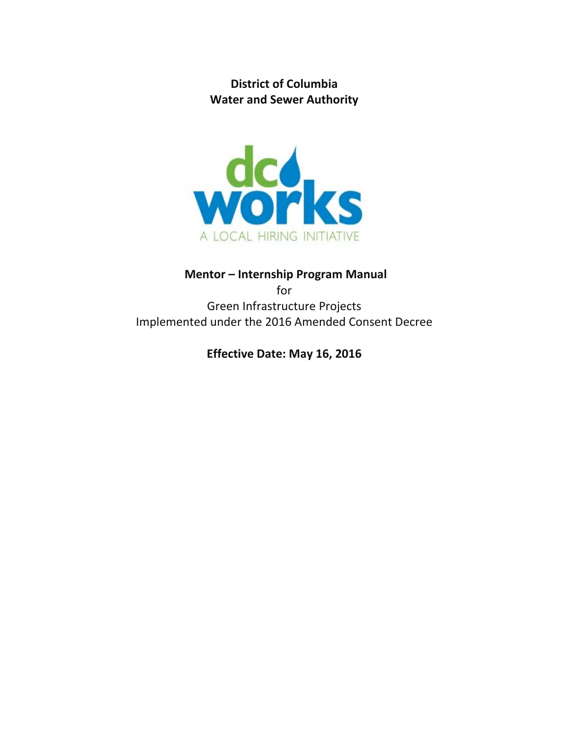**District of Columbia**
**Water and Sewer Authority**

dc works
A LOCAL HIRING INITIATIVE

# Mentor – Internship Program Manual

for

Green Infrastructure Projects
Implemented under the 2016 Amended Consent Decree

**Effective Date: May 16, 2016**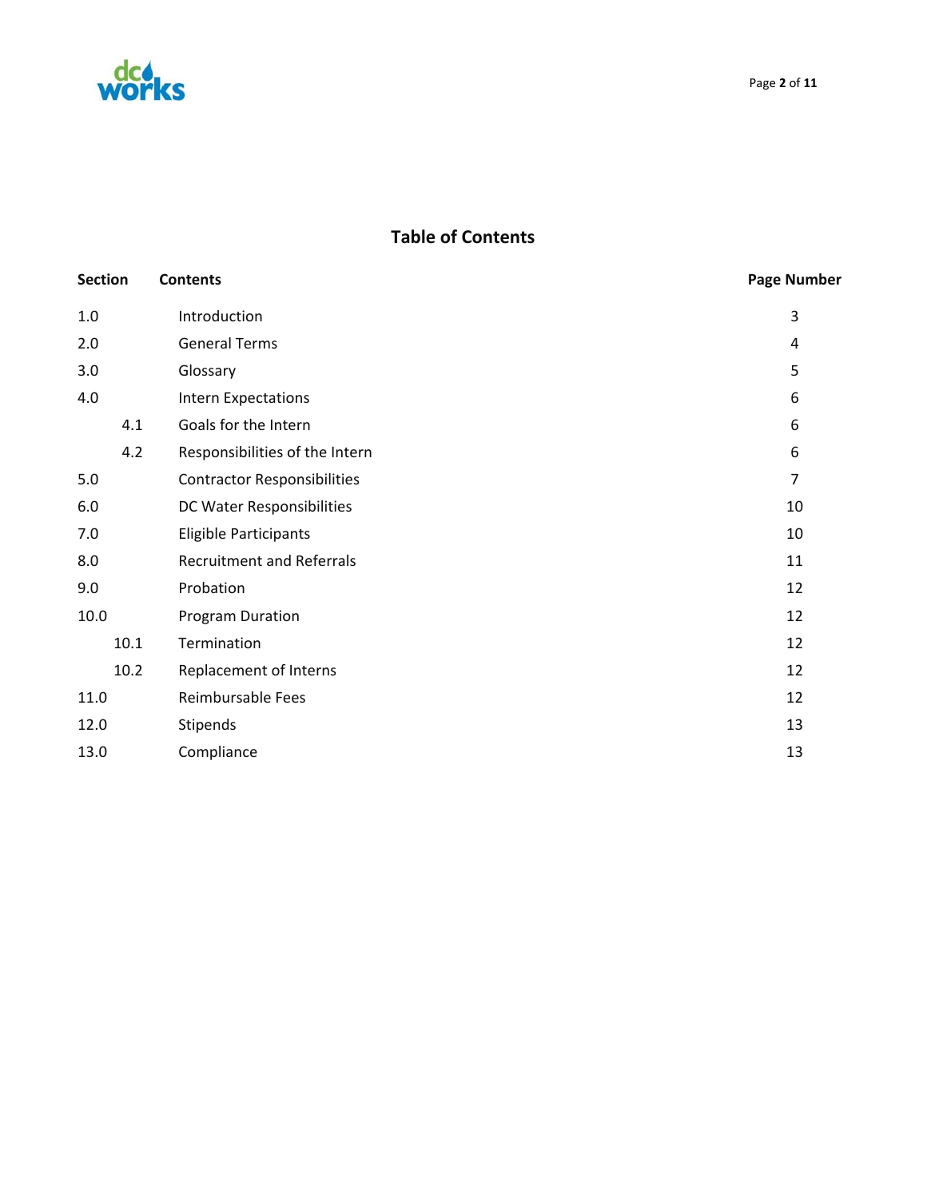# Table of Contents

| Section | Contents | Page Number |
|---|---|---|
| 1.0 | Introduction | 3 |
| 2.0 | General Terms | 4 |
| 3.0 | Glossary | 5 |
| 4.0 | Intern Expectations | 6 |
| 4.1 | Goals for the Intern | 6 |
| 4.2 | Responsibilities of the Intern | 6 |
| 5.0 | Contractor Responsibilities | 7 |
| 6.0 | DC Water Responsibilities | 10 |
| 7.0 | Eligible Participants | 10 |
| 8.0 | Recruitment and Referrals | 11 |
| 9.0 | Probation | 12 |
| 10.0 | Program Duration | 12 |
| 10.1 | Termination | 12 |
| 10.2 | Replacement of Interns | 12 |
| 11.0 | Reimbursable Fees | 12 |
| 12.0 | Stipends | 13 |
| 13.0 | Compliance | 13 |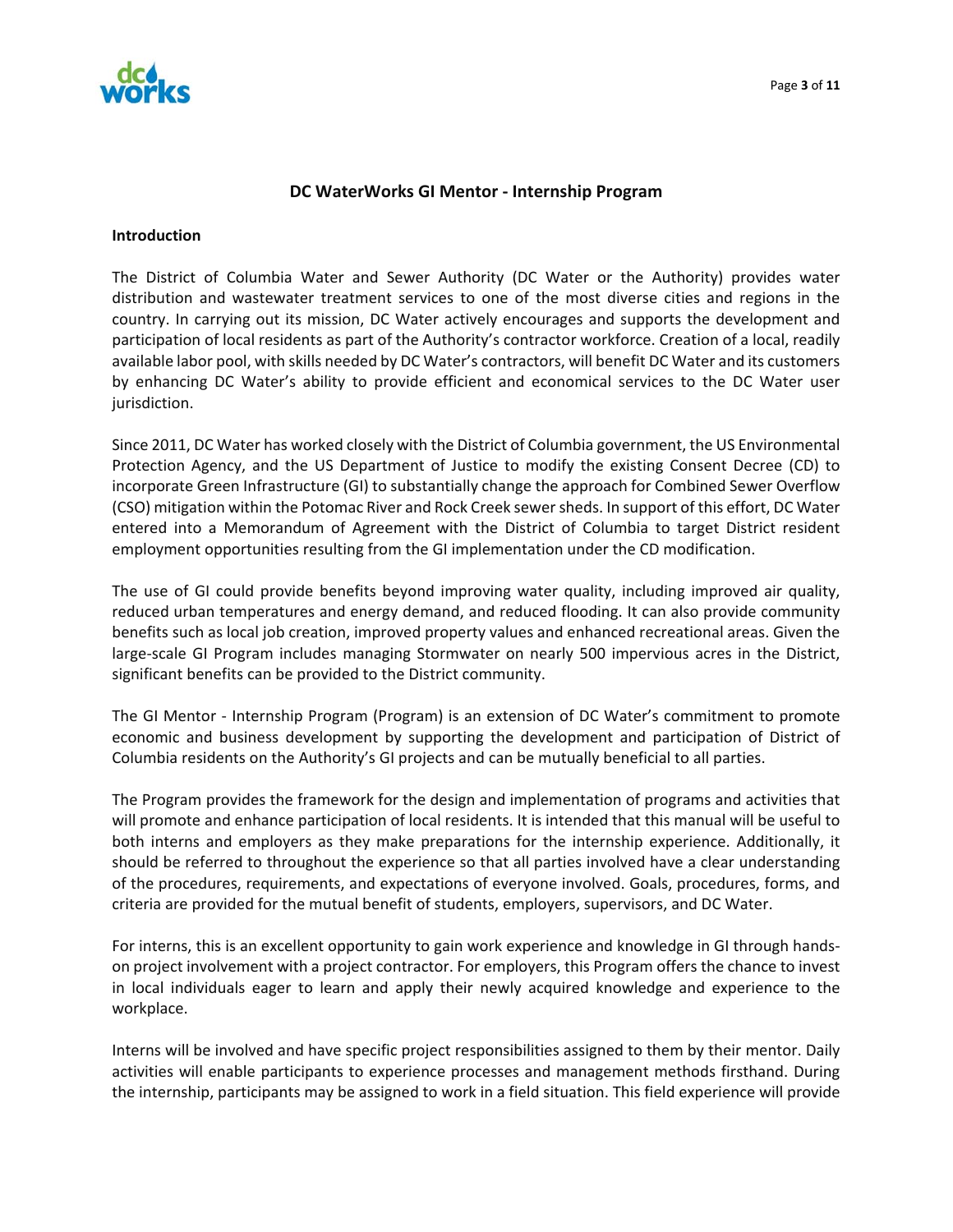## DC WaterWorks GI Mentor - Internship Program

### Introduction

The District of Columbia Water and Sewer Authority (DC Water or the Authority) provides water distribution and wastewater treatment services to one of the most diverse cities and regions in the country. In carrying out its mission, DC Water actively encourages and supports the development and participation of local residents as part of the Authority's contractor workforce. Creation of a local, readily available labor pool, with skills needed by DC Water's contractors, will benefit DC Water and its customers by enhancing DC Water's ability to provide efficient and economical services to the DC Water user jurisdiction.

Since 2011, DC Water has worked closely with the District of Columbia government, the US Environmental Protection Agency, and the US Department of Justice to modify the existing Consent Decree (CD) to incorporate Green Infrastructure (GI) to substantially change the approach for Combined Sewer Overflow (CSO) mitigation within the Potomac River and Rock Creek sewer sheds. In support of this effort, DC Water entered into a Memorandum of Agreement with the District of Columbia to target District resident employment opportunities resulting from the GI implementation under the CD modification.

The use of GI could provide benefits beyond improving water quality, including improved air quality, reduced urban temperatures and energy demand, and reduced flooding. It can also provide community benefits such as local job creation, improved property values and enhanced recreational areas. Given the large-scale GI Program includes managing Stormwater on nearly 500 impervious acres in the District, significant benefits can be provided to the District community.

The GI Mentor - Internship Program (Program) is an extension of DC Water's commitment to promote economic and business development by supporting the development and participation of District of Columbia residents on the Authority's GI projects and can be mutually beneficial to all parties.

The Program provides the framework for the design and implementation of programs and activities that will promote and enhance participation of local residents. It is intended that this manual will be useful to both interns and employers as they make preparations for the internship experience. Additionally, it should be referred to throughout the experience so that all parties involved have a clear understanding of the procedures, requirements, and expectations of everyone involved. Goals, procedures, forms, and criteria are provided for the mutual benefit of students, employers, supervisors, and DC Water.

For interns, this is an excellent opportunity to gain work experience and knowledge in GI through hands-on project involvement with a project contractor. For employers, this Program offers the chance to invest in local individuals eager to learn and apply their newly acquired knowledge and experience to the workplace.

Interns will be involved and have specific project responsibilities assigned to them by their mentor. Daily activities will enable participants to experience processes and management methods firsthand. During the internship, participants may be assigned to work in a field situation. This field experience will provide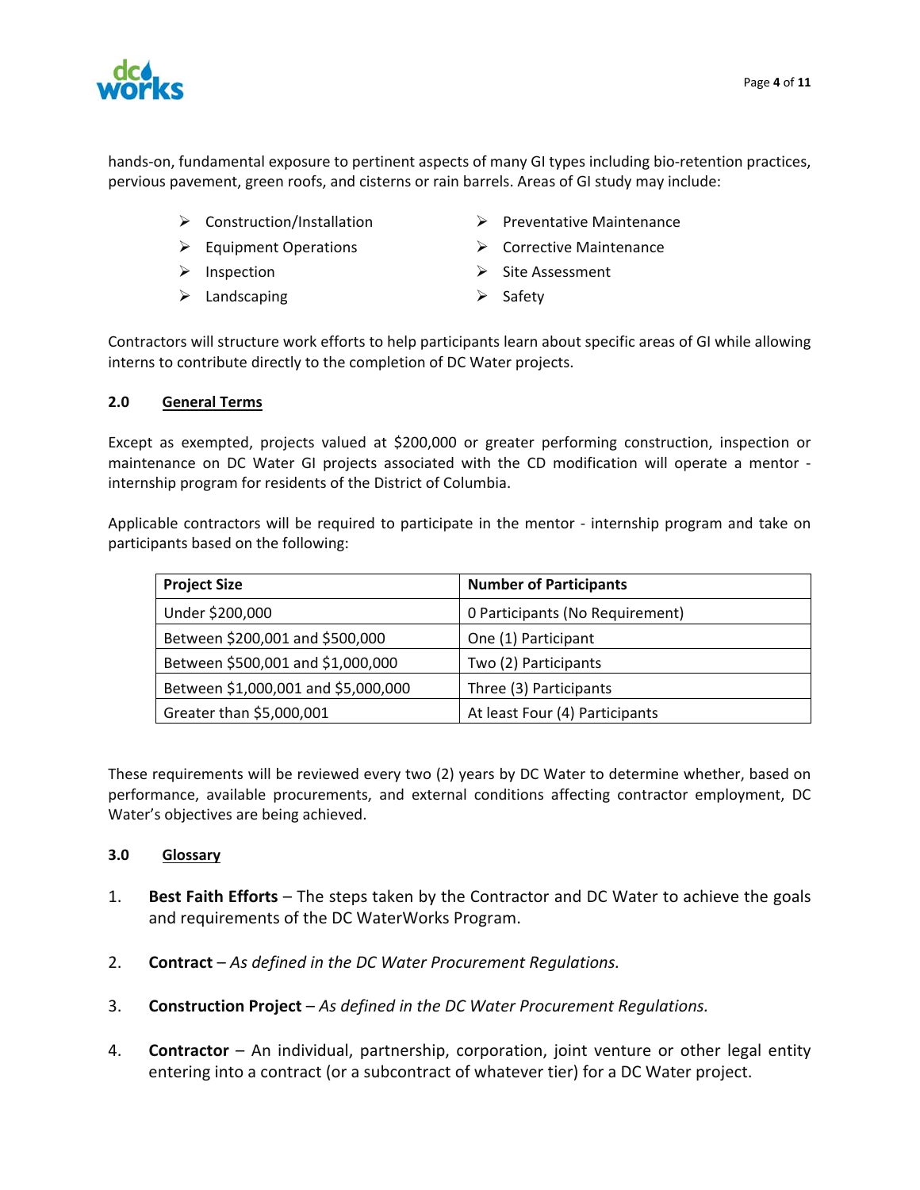hands-on, fundamental exposure to pertinent aspects of many GI types including bio-retention practices, pervious pavement, green roofs, and cisterns or rain barrels. Areas of GI study may include:

- Construction/Installation
- Equipment Operations
- Inspection
- Landscaping
- Preventative Maintenance
- Corrective Maintenance
- Site Assessment
- Safety

Contractors will structure work efforts to help participants learn about specific areas of GI while allowing interns to contribute directly to the completion of DC Water projects.

### 2.0 General Terms

Except as exempted, projects valued at $200,000 or greater performing construction, inspection or maintenance on DC Water GI projects associated with the CD modification will operate a mentor - internship program for residents of the District of Columbia.

Applicable contractors will be required to participate in the mentor - internship program and take on participants based on the following:

| Project Size | Number of Participants |
| --- | --- |
| Under $200,000 | 0 Participants (No Requirement) |
| Between $200,001 and $500,000 | One (1) Participant |
| Between $500,001 and $1,000,000 | Two (2) Participants |
| Between $1,000,001 and $5,000,000 | Three (3) Participants |
| Greater than $5,000,001 | At least Four (4) Participants |

These requirements will be reviewed every two (2) years by DC Water to determine whether, based on performance, available procurements, and external conditions affecting contractor employment, DC Water's objectives are being achieved.

### 3.0 Glossary

1. **Best Faith Efforts** – The steps taken by the Contractor and DC Water to achieve the goals and requirements of the DC WaterWorks Program.

2. **Contract** – *As defined in the DC Water Procurement Regulations.*

3. **Construction Project** – *As defined in the DC Water Procurement Regulations.*

4. **Contractor** – An individual, partnership, corporation, joint venture or other legal entity entering into a contract (or a subcontract of whatever tier) for a DC Water project.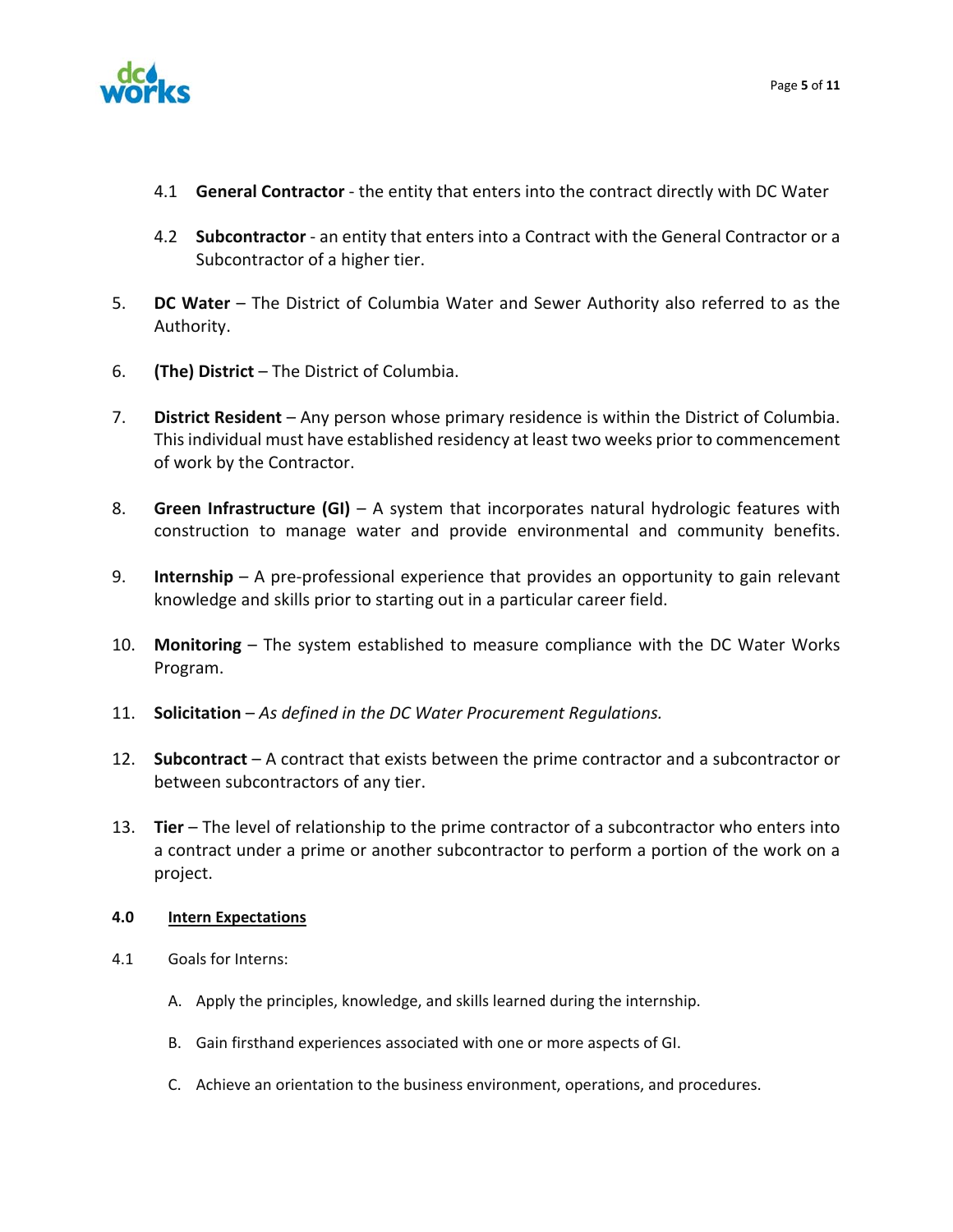4.1 **General Contractor** - the entity that enters into the contract directly with DC Water

4.2 **Subcontractor** - an entity that enters into a Contract with the General Contractor or a Subcontractor of a higher tier.

5. **DC Water** – The District of Columbia Water and Sewer Authority also referred to as the Authority.

6. **(The) District** – The District of Columbia.

7. **District Resident** – Any person whose primary residence is within the District of Columbia. This individual must have established residency at least two weeks prior to commencement of work by the Contractor.

8. **Green Infrastructure (GI)** – A system that incorporates natural hydrologic features with construction to manage water and provide environmental and community benefits.

9. **Internship** – A pre-professional experience that provides an opportunity to gain relevant knowledge and skills prior to starting out in a particular career field.

10. **Monitoring** – The system established to measure compliance with the DC Water Works Program.

11. **Solicitation** – *As defined in the DC Water Procurement Regulations.*

12. **Subcontract** – A contract that exists between the prime contractor and a subcontractor or between subcontractors of any tier.

13. **Tier** – The level of relationship to the prime contractor of a subcontractor who enters into a contract under a prime or another subcontractor to perform a portion of the work on a project.

## 4.0 Intern Expectations

4.1 Goals for Interns:

A. Apply the principles, knowledge, and skills learned during the internship.

B. Gain firsthand experiences associated with one or more aspects of GI.

C. Achieve an orientation to the business environment, operations, and procedures.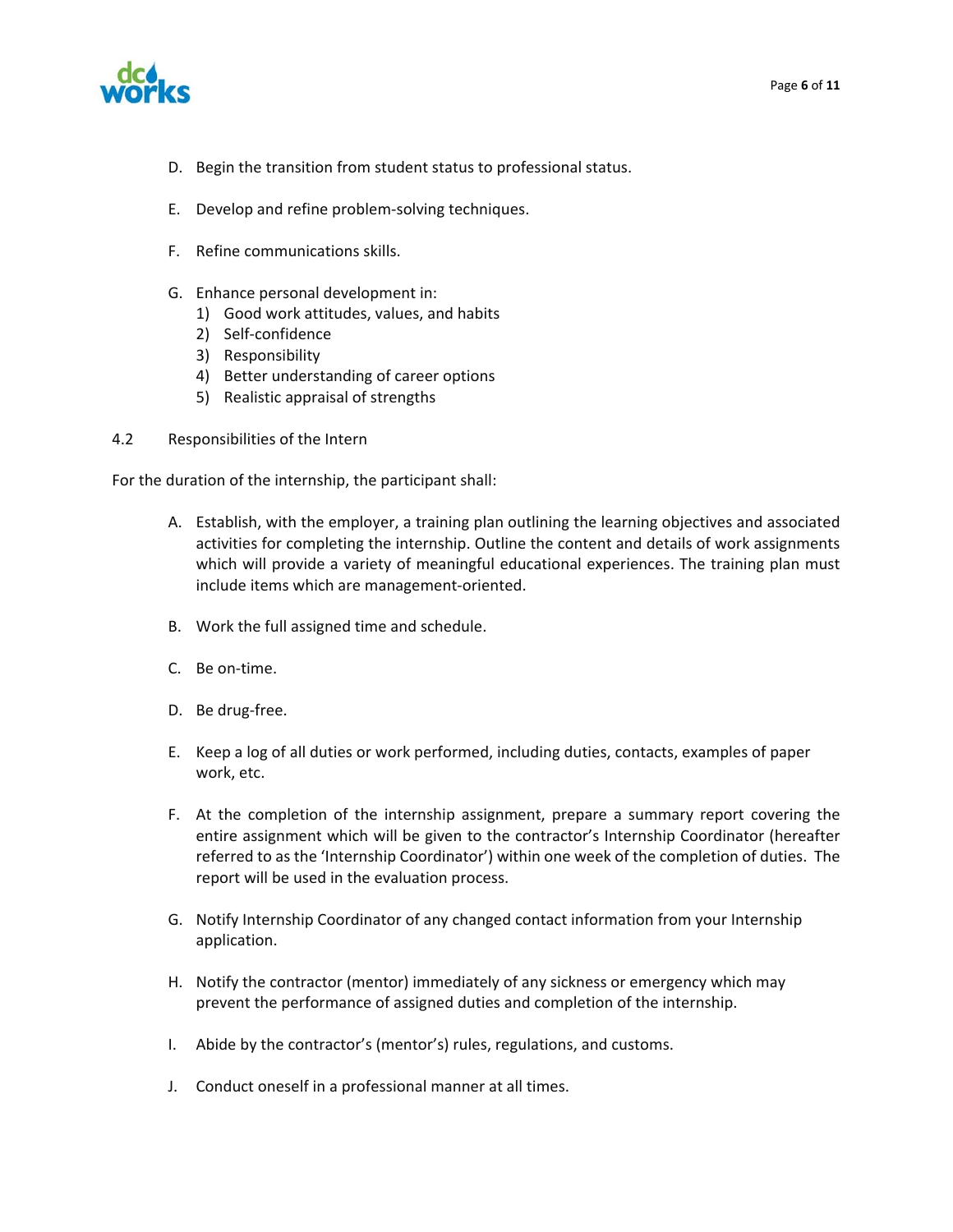D. Begin the transition from student status to professional status.

E. Develop and refine problem-solving techniques.

F. Refine communications skills.

G. Enhance personal development in:
   1) Good work attitudes, values, and habits
   2) Self-confidence
   3) Responsibility
   4) Better understanding of career options
   5) Realistic appraisal of strengths

4.2 Responsibilities of the Intern

For the duration of the internship, the participant shall:

A. Establish, with the employer, a training plan outlining the learning objectives and associated activities for completing the internship. Outline the content and details of work assignments which will provide a variety of meaningful educational experiences. The training plan must include items which are management-oriented.

B. Work the full assigned time and schedule.

C. Be on-time.

D. Be drug-free.

E. Keep a log of all duties or work performed, including duties, contacts, examples of paper work, etc.

F. At the completion of the internship assignment, prepare a summary report covering the entire assignment which will be given to the contractor's Internship Coordinator (hereafter referred to as the 'Internship Coordinator') within one week of the completion of duties. The report will be used in the evaluation process.

G. Notify Internship Coordinator of any changed contact information from your Internship application.

H. Notify the contractor (mentor) immediately of any sickness or emergency which may prevent the performance of assigned duties and completion of the internship.

I. Abide by the contractor's (mentor's) rules, regulations, and customs.

J. Conduct oneself in a professional manner at all times.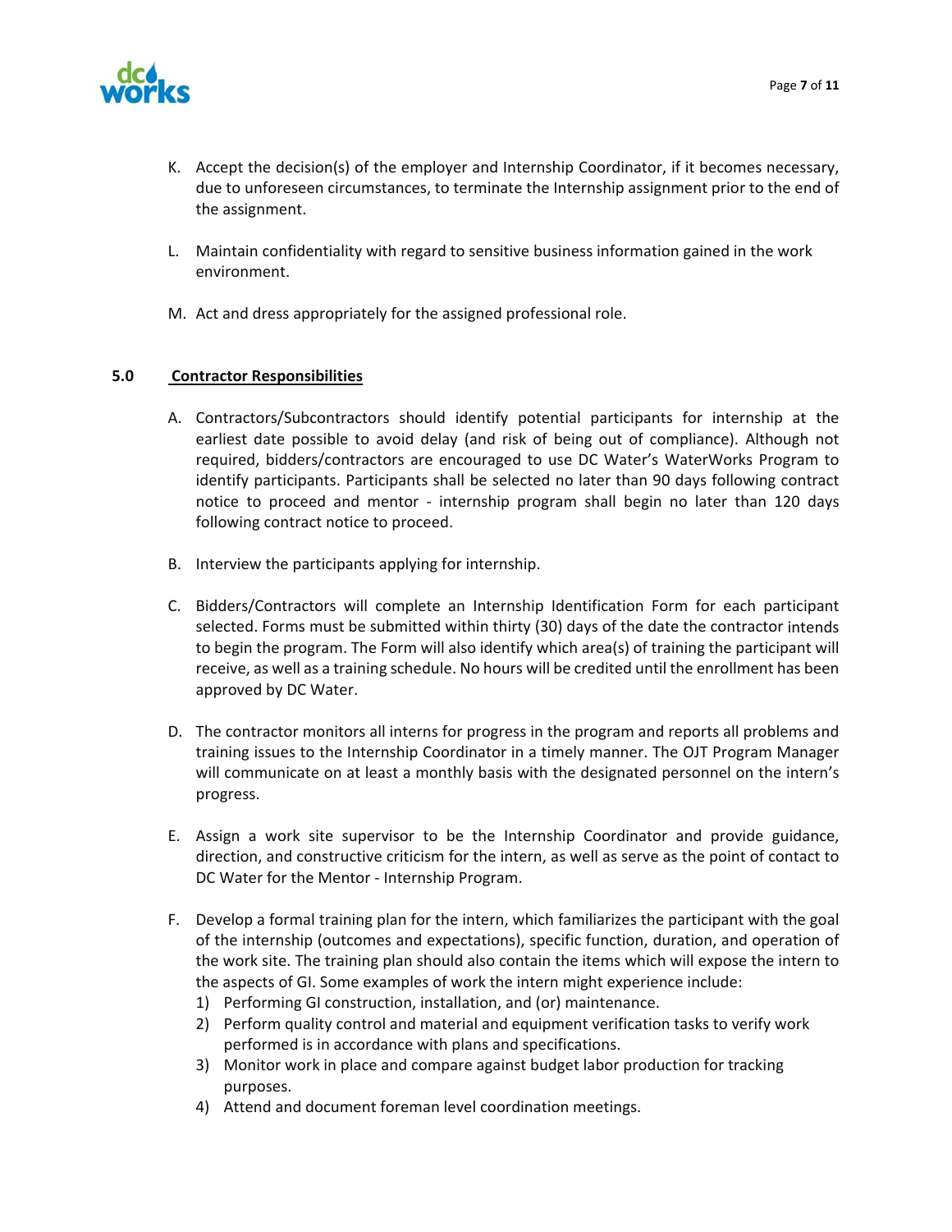K. Accept the decision(s) of the employer and Internship Coordinator, if it becomes necessary, due to unforeseen circumstances, to terminate the Internship assignment prior to the end of the assignment.

L. Maintain confidentiality with regard to sensitive business information gained in the work environment.

M. Act and dress appropriately for the assigned professional role.

## 5.0 Contractor Responsibilities

A. Contractors/Subcontractors should identify potential participants for internship at the earliest date possible to avoid delay (and risk of being out of compliance). Although not required, bidders/contractors are encouraged to use DC Water's WaterWorks Program to identify participants. Participants shall be selected no later than 90 days following contract notice to proceed and mentor - internship program shall begin no later than 120 days following contract notice to proceed.

B. Interview the participants applying for internship.

C. Bidders/Contractors will complete an Internship Identification Form for each participant selected. Forms must be submitted within thirty (30) days of the date the contractor intends to begin the program. The Form will also identify which area(s) of training the participant will receive, as well as a training schedule. No hours will be credited until the enrollment has been approved by DC Water.

D. The contractor monitors all interns for progress in the program and reports all problems and training issues to the Internship Coordinator in a timely manner. The OJT Program Manager will communicate on at least a monthly basis with the designated personnel on the intern's progress.

E. Assign a work site supervisor to be the Internship Coordinator and provide guidance, direction, and constructive criticism for the intern, as well as serve as the point of contact to DC Water for the Mentor - Internship Program.

F. Develop a formal training plan for the intern, which familiarizes the participant with the goal of the internship (outcomes and expectations), specific function, duration, and operation of the work site. The training plan should also contain the items which will expose the intern to the aspects of GI. Some examples of work the intern might experience include:
   1) Performing GI construction, installation, and (or) maintenance.
   2) Perform quality control and material and equipment verification tasks to verify work performed is in accordance with plans and specifications.
   3) Monitor work in place and compare against budget labor production for tracking purposes.
   4) Attend and document foreman level coordination meetings.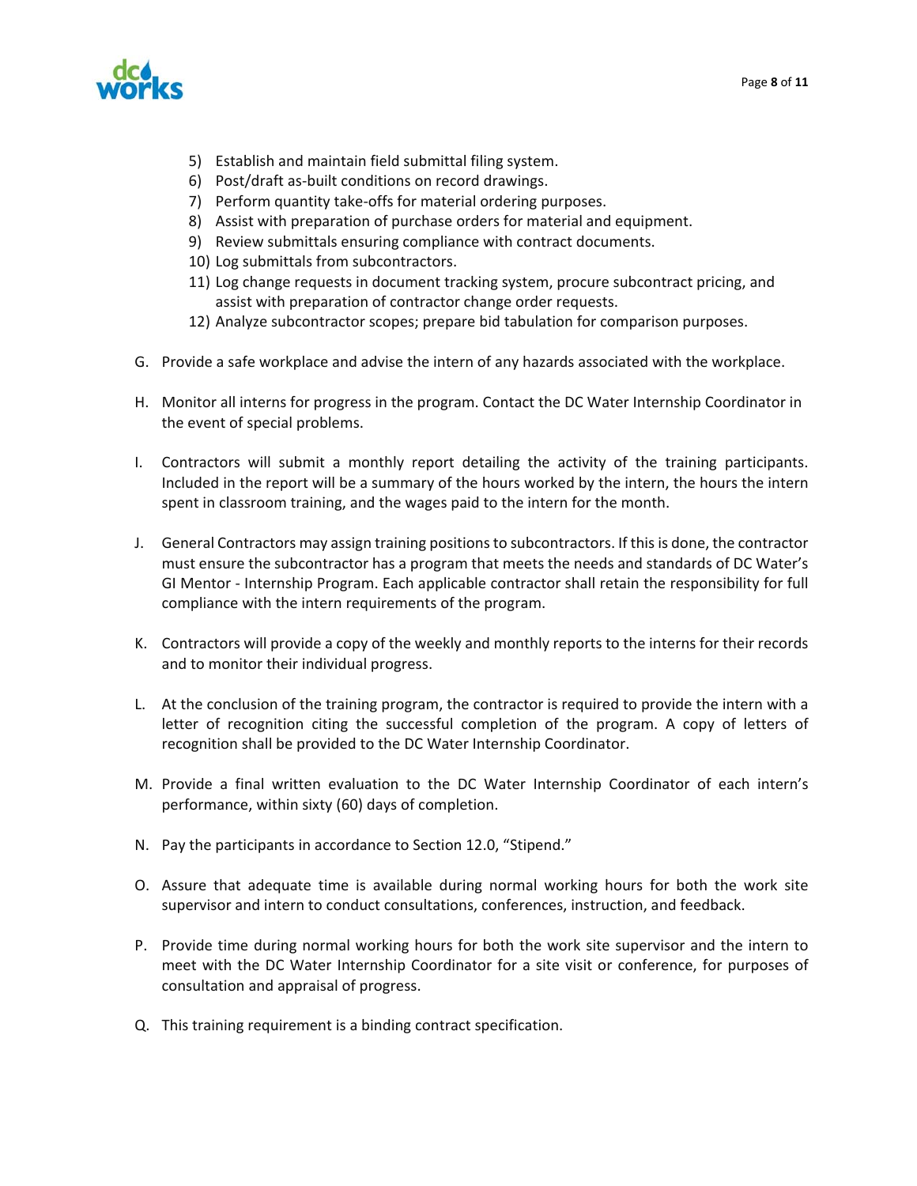5) Establish and maintain field submittal filing system.
6) Post/draft as-built conditions on record drawings.
7) Perform quantity take-offs for material ordering purposes.
8) Assist with preparation of purchase orders for material and equipment.
9) Review submittals ensuring compliance with contract documents.
10) Log submittals from subcontractors.
11) Log change requests in document tracking system, procure subcontract pricing, and assist with preparation of contractor change order requests.
12) Analyze subcontractor scopes; prepare bid tabulation for comparison purposes.

G. Provide a safe workplace and advise the intern of any hazards associated with the workplace.

H. Monitor all interns for progress in the program. Contact the DC Water Internship Coordinator in the event of special problems.

I. Contractors will submit a monthly report detailing the activity of the training participants. Included in the report will be a summary of the hours worked by the intern, the hours the intern spent in classroom training, and the wages paid to the intern for the month.

J. General Contractors may assign training positions to subcontractors. If this is done, the contractor must ensure the subcontractor has a program that meets the needs and standards of DC Water's GI Mentor - Internship Program. Each applicable contractor shall retain the responsibility for full compliance with the intern requirements of the program.

K. Contractors will provide a copy of the weekly and monthly reports to the interns for their records and to monitor their individual progress.

L. At the conclusion of the training program, the contractor is required to provide the intern with a letter of recognition citing the successful completion of the program. A copy of letters of recognition shall be provided to the DC Water Internship Coordinator.

M. Provide a final written evaluation to the DC Water Internship Coordinator of each intern's performance, within sixty (60) days of completion.

N. Pay the participants in accordance to Section 12.0, "Stipend."

O. Assure that adequate time is available during normal working hours for both the work site supervisor and intern to conduct consultations, conferences, instruction, and feedback.

P. Provide time during normal working hours for both the work site supervisor and the intern to meet with the DC Water Internship Coordinator for a site visit or conference, for purposes of consultation and appraisal of progress.

Q. This training requirement is a binding contract specification.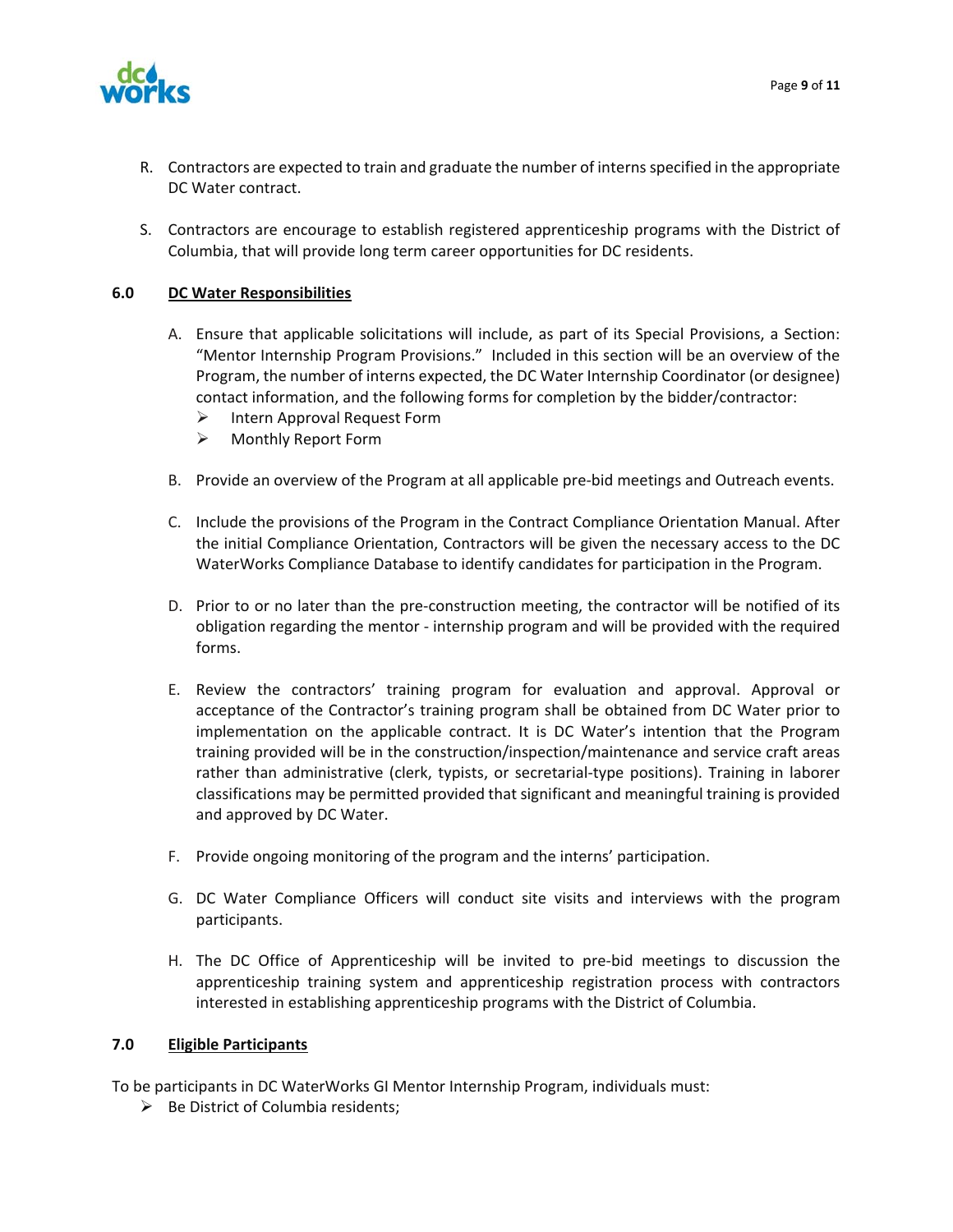R. Contractors are expected to train and graduate the number of interns specified in the appropriate DC Water contract.

S. Contractors are encourage to establish registered apprenticeship programs with the District of Columbia, that will provide long term career opportunities for DC residents.

## 6.0 DC Water Responsibilities

A. Ensure that applicable solicitations will include, as part of its Special Provisions, a Section: "Mentor Internship Program Provisions." Included in this section will be an overview of the Program, the number of interns expected, the DC Water Internship Coordinator (or designee) contact information, and the following forms for completion by the bidder/contractor:
   - Intern Approval Request Form
   - Monthly Report Form

B. Provide an overview of the Program at all applicable pre-bid meetings and Outreach events.

C. Include the provisions of the Program in the Contract Compliance Orientation Manual. After the initial Compliance Orientation, Contractors will be given the necessary access to the DC WaterWorks Compliance Database to identify candidates for participation in the Program.

D. Prior to or no later than the pre-construction meeting, the contractor will be notified of its obligation regarding the mentor - internship program and will be provided with the required forms.

E. Review the contractors' training program for evaluation and approval. Approval or acceptance of the Contractor's training program shall be obtained from DC Water prior to implementation on the applicable contract. It is DC Water's intention that the Program training provided will be in the construction/inspection/maintenance and service craft areas rather than administrative (clerk, typists, or secretarial-type positions). Training in laborer classifications may be permitted provided that significant and meaningful training is provided and approved by DC Water.

F. Provide ongoing monitoring of the program and the interns' participation.

G. DC Water Compliance Officers will conduct site visits and interviews with the program participants.

H. The DC Office of Apprenticeship will be invited to pre-bid meetings to discussion the apprenticeship training system and apprenticeship registration process with contractors interested in establishing apprenticeship programs with the District of Columbia.

## 7.0 Eligible Participants

To be participants in DC WaterWorks GI Mentor Internship Program, individuals must:

- Be District of Columbia residents;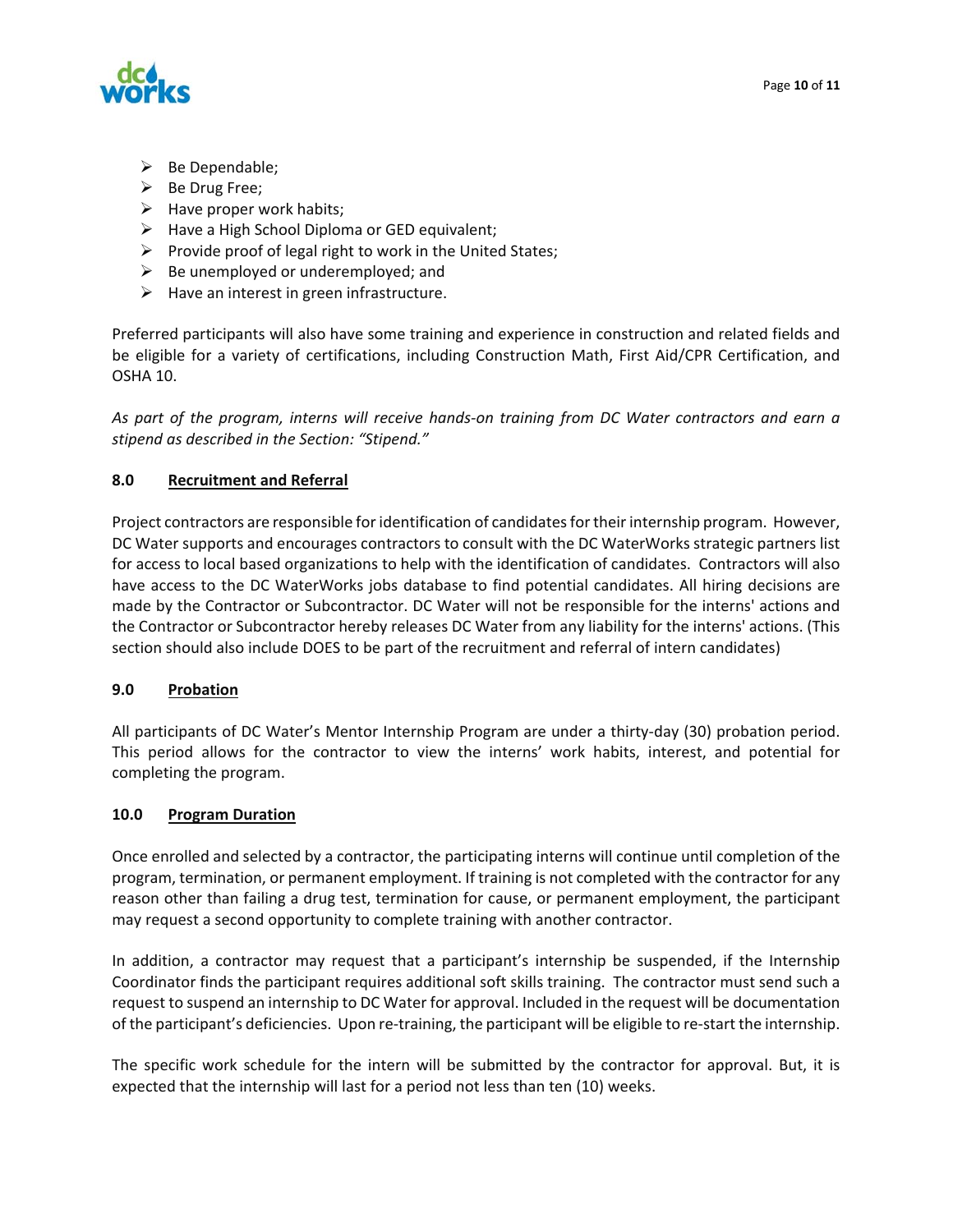- Be Dependable;
- Be Drug Free;
- Have proper work habits;
- Have a High School Diploma or GED equivalent;
- Provide proof of legal right to work in the United States;
- Be unemployed or underemployed; and
- Have an interest in green infrastructure.

Preferred participants will also have some training and experience in construction and related fields and be eligible for a variety of certifications, including Construction Math, First Aid/CPR Certification, and OSHA 10.

*As part of the program, interns will receive hands-on training from DC Water contractors and earn a stipend as described in the Section: "Stipend."*

## 8.0 Recruitment and Referral

Project contractors are responsible for identification of candidates for their internship program. However, DC Water supports and encourages contractors to consult with the DC WaterWorks strategic partners list for access to local based organizations to help with the identification of candidates. Contractors will also have access to the DC WaterWorks jobs database to find potential candidates. All hiring decisions are made by the Contractor or Subcontractor. DC Water will not be responsible for the interns' actions and the Contractor or Subcontractor hereby releases DC Water from any liability for the interns' actions. (This section should also include DOES to be part of the recruitment and referral of intern candidates)

## 9.0 Probation

All participants of DC Water's Mentor Internship Program are under a thirty-day (30) probation period. This period allows for the contractor to view the interns' work habits, interest, and potential for completing the program.

## 10.0 Program Duration

Once enrolled and selected by a contractor, the participating interns will continue until completion of the program, termination, or permanent employment. If training is not completed with the contractor for any reason other than failing a drug test, termination for cause, or permanent employment, the participant may request a second opportunity to complete training with another contractor.

In addition, a contractor may request that a participant's internship be suspended, if the Internship Coordinator finds the participant requires additional soft skills training. The contractor must send such a request to suspend an internship to DC Water for approval. Included in the request will be documentation of the participant's deficiencies. Upon re-training, the participant will be eligible to re-start the internship.

The specific work schedule for the intern will be submitted by the contractor for approval. But, it is expected that the internship will last for a period not less than ten (10) weeks.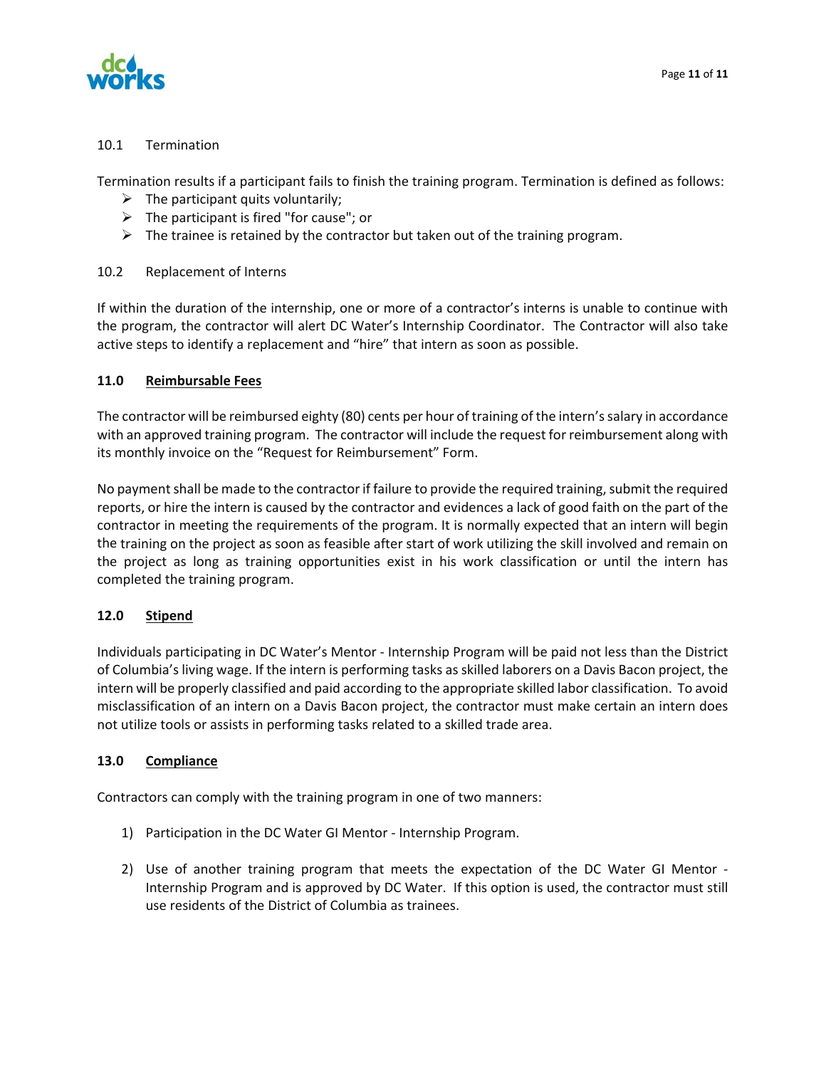### 10.1 Termination

Termination results if a participant fails to finish the training program. Termination is defined as follows:

- The participant quits voluntarily;
- The participant is fired "for cause"; or
- The trainee is retained by the contractor but taken out of the training program.

### 10.2 Replacement of Interns

If within the duration of the internship, one or more of a contractor's interns is unable to continue with the program, the contractor will alert DC Water's Internship Coordinator. The Contractor will also take active steps to identify a replacement and "hire" that intern as soon as possible.

## 11.0 Reimbursable Fees

The contractor will be reimbursed eighty (80) cents per hour of training of the intern's salary in accordance with an approved training program. The contractor will include the request for reimbursement along with its monthly invoice on the "Request for Reimbursement" Form.

No payment shall be made to the contractor if failure to provide the required training, submit the required reports, or hire the intern is caused by the contractor and evidences a lack of good faith on the part of the contractor in meeting the requirements of the program. It is normally expected that an intern will begin the training on the project as soon as feasible after start of work utilizing the skill involved and remain on the project as long as training opportunities exist in his work classification or until the intern has completed the training program.

## 12.0 Stipend

Individuals participating in DC Water's Mentor - Internship Program will be paid not less than the District of Columbia's living wage. If the intern is performing tasks as skilled laborers on a Davis Bacon project, the intern will be properly classified and paid according to the appropriate skilled labor classification. To avoid misclassification of an intern on a Davis Bacon project, the contractor must make certain an intern does not utilize tools or assists in performing tasks related to a skilled trade area.

## 13.0 Compliance

Contractors can comply with the training program in one of two manners:

1) Participation in the DC Water GI Mentor - Internship Program.

2) Use of another training program that meets the expectation of the DC Water GI Mentor - Internship Program and is approved by DC Water. If this option is used, the contractor must still use residents of the District of Columbia as trainees.